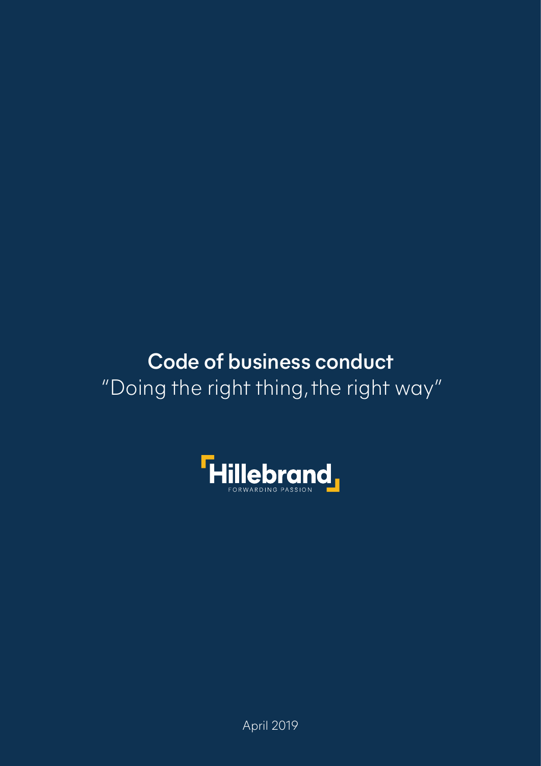# Code of business conduct

"Doing the right thing, the right way"

Hillebrand

FORWARDING PASSION

April 2019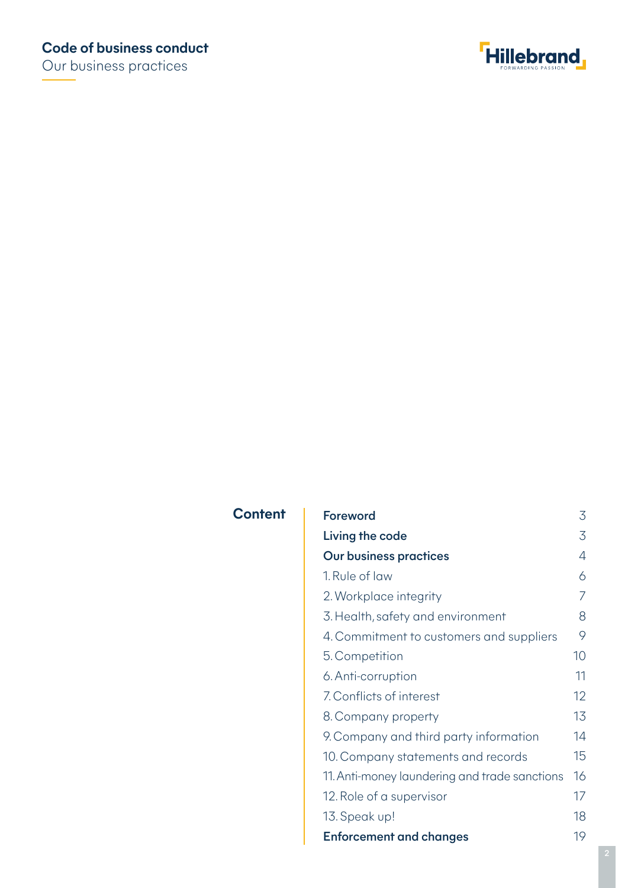## Content

| | |
|---|---|
| **Foreword** | 3 |
| **Living the code** | 3 |
| **Our business practices** | 4 |
| 1. Rule of law | 6 |
| 2. Workplace integrity | 7 |
| 3. Health, safety and environment | 8 |
| 4. Commitment to customers and suppliers | 9 |
| 5. Competition | 10 |
| 6. Anti-corruption | 11 |
| 7. Conflicts of interest | 12 |
| 8. Company property | 13 |
| 9. Company and third party information | 14 |
| 10. Company statements and records | 15 |
| 11. Anti-money laundering and trade sanctions | 16 |
| 12. Role of a supervisor | 17 |
| 13. Speak up! | 18 |
| **Enforcement and changes** | 19 |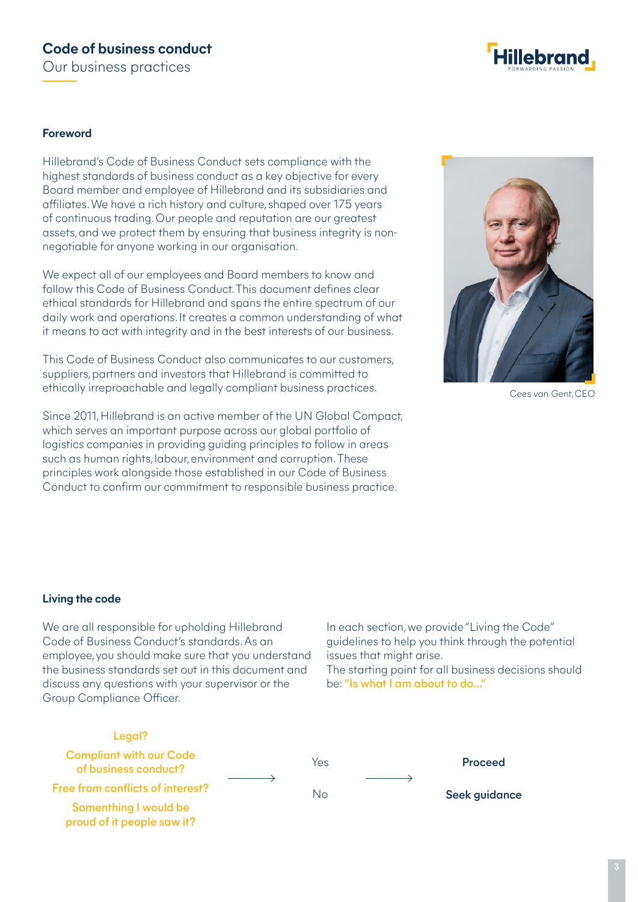# Code of business conduct

Our business practices

## Foreword

Hillebrand's Code of Business Conduct sets compliance with the highest standards of business conduct as a key objective for every Board member and employee of Hillebrand and its subsidiaries and affiliates. We have a rich history and culture, shaped over 175 years of continuous trading. Our people and reputation are our greatest assets, and we protect them by ensuring that business integrity is non-negotiable for anyone working in our organisation.

We expect all of our employees and Board members to know and follow this Code of Business Conduct. This document defines clear ethical standards for Hillebrand and spans the entire spectrum of our daily work and operations. It creates a common understanding of what it means to act with integrity and in the best interests of our business.

This Code of Business Conduct also communicates to our customers, suppliers, partners and investors that Hillebrand is committed to ethically irreproachable and legally compliant business practices.

Since 2011, Hillebrand is an active member of the UN Global Compact, which serves an important purpose across our global portfolio of logistics companies in providing guiding principles to follow in areas such as human rights, labour, environment and corruption. These principles work alongside those established in our Code of Business Conduct to confirm our commitment to responsible business practice.

Cees van Gent, CEO

## Living the code

We are all responsible for upholding Hillebrand Code of Business Conduct's standards. As an employee, you should make sure that you understand the business standards set out in this document and discuss any questions with your supervisor or the Group Compliance Officer.

In each section, we provide "Living the Code" guidelines to help you think through the potential issues that might arise.
The starting point for all business decisions should be: **"Is what I am about to do..."**

**Legal?**
**Compliant with our Code of business conduct?**
**Free from conflicts of interest?**
**Somenthing I would be proud of it people saw it?**

→ Yes → **Proceed**

→ No → **Seek guidance**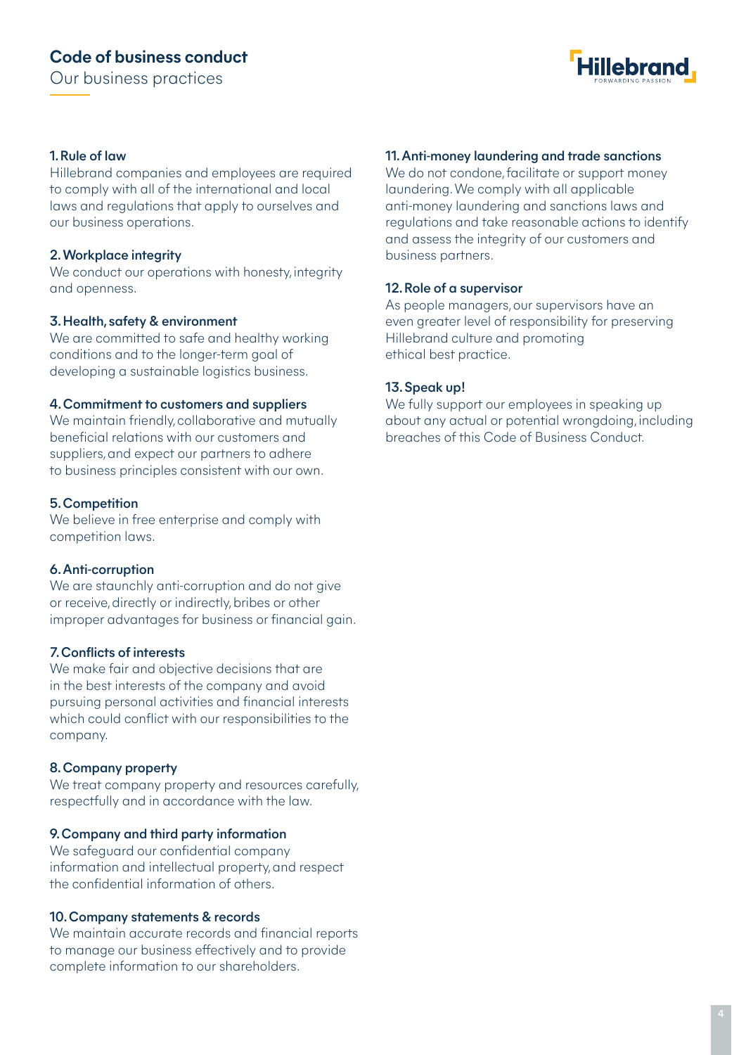# Code of business conduct

## Our business practices

### 1. Rule of law

Hillebrand companies and employees are required to comply with all of the international and local laws and regulations that apply to ourselves and our business operations.

### 2. Workplace integrity

We conduct our operations with honesty, integrity and openness.

### 3. Health, safety & environment

We are committed to safe and healthy working conditions and to the longer-term goal of developing a sustainable logistics business.

### 4. Commitment to customers and suppliers

We maintain friendly, collaborative and mutually beneficial relations with our customers and suppliers, and expect our partners to adhere to business principles consistent with our own.

### 5. Competition

We believe in free enterprise and comply with competition laws.

### 6. Anti-corruption

We are staunchly anti-corruption and do not give or receive, directly or indirectly, bribes or other improper advantages for business or financial gain.

### 7. Conflicts of interests

We make fair and objective decisions that are in the best interests of the company and avoid pursuing personal activities and financial interests which could conflict with our responsibilities to the company.

### 8. Company property

We treat company property and resources carefully, respectfully and in accordance with the law.

### 9. Company and third party information

We safeguard our confidential company information and intellectual property, and respect the confidential information of others.

### 10. Company statements & records

We maintain accurate records and financial reports to manage our business effectively and to provide complete information to our shareholders.

### 11. Anti-money laundering and trade sanctions

We do not condone, facilitate or support money laundering. We comply with all applicable anti-money laundering and sanctions laws and regulations and take reasonable actions to identify and assess the integrity of our customers and business partners.

### 12. Role of a supervisor

As people managers, our supervisors have an even greater level of responsibility for preserving Hillebrand culture and promoting ethical best practice.

### 13. Speak up!

We fully support our employees in speaking up about any actual or potential wrongdoing, including breaches of this Code of Business Conduct.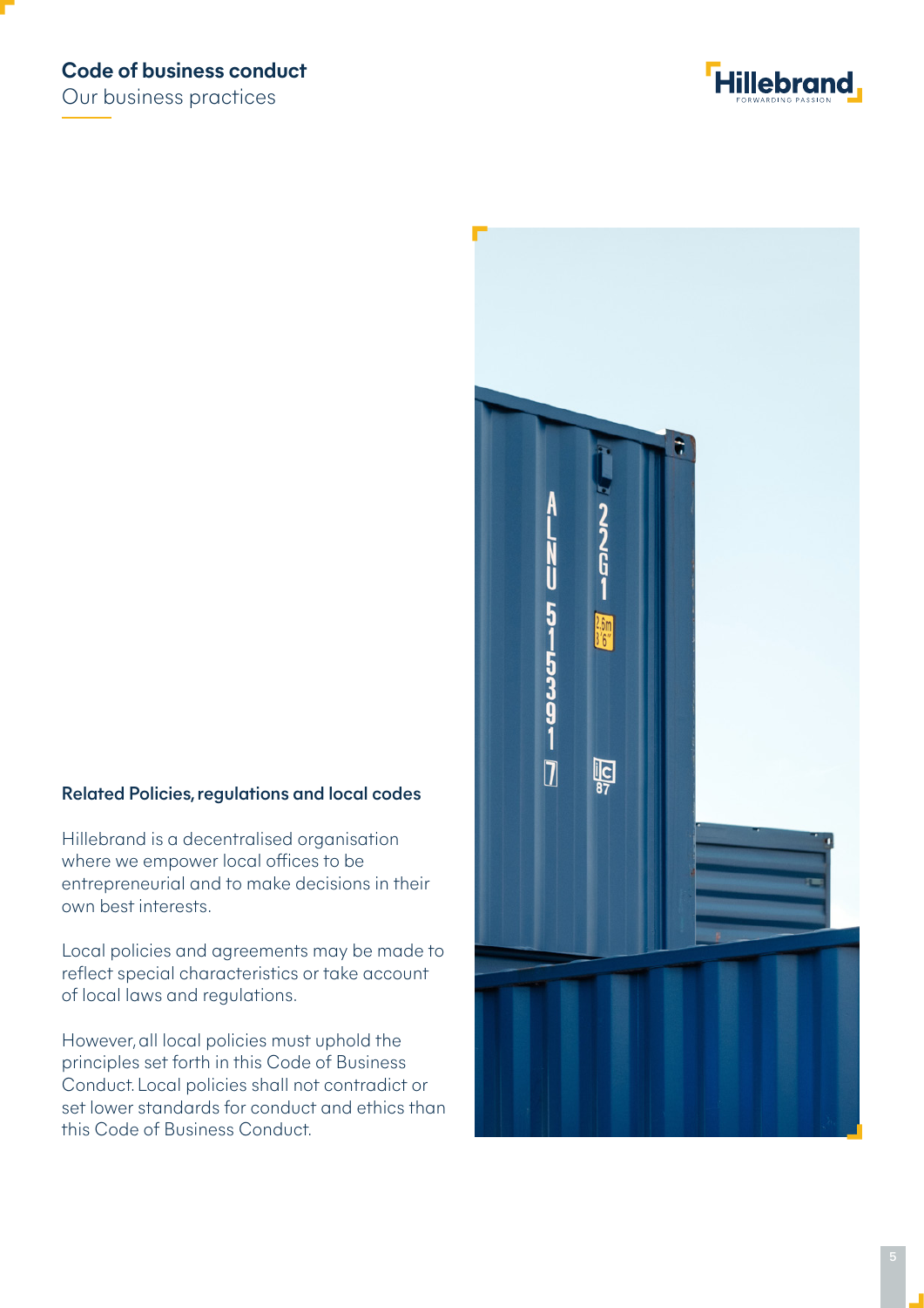### Related Policies, regulations and local codes

Hillebrand is a decentralised organisation where we empower local offices to be entrepreneurial and to make decisions in their own best interests.

Local policies and agreements may be made to reflect special characteristics or take account of local laws and regulations.

However, all local policies must uphold the principles set forth in this Code of Business Conduct. Local policies shall not contradict or set lower standards for conduct and ethics than this Code of Business Conduct.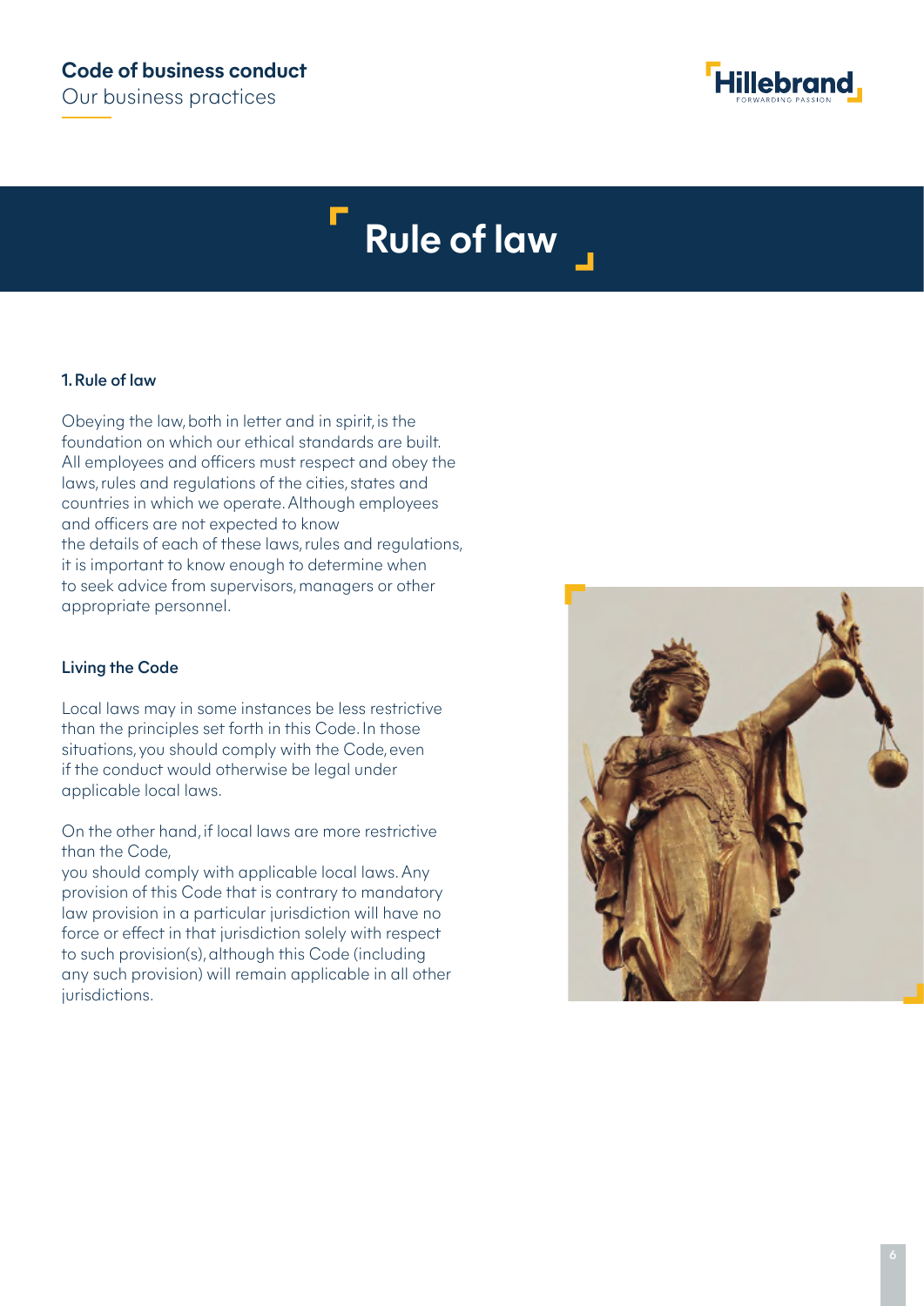# Rule of law

## 1. Rule of law

Obeying the law, both in letter and in spirit, is the foundation on which our ethical standards are built. All employees and officers must respect and obey the laws, rules and regulations of the cities, states and countries in which we operate. Although employees and officers are not expected to know the details of each of these laws, rules and regulations, it is important to know enough to determine when to seek advice from supervisors, managers or other appropriate personnel.

### Living the Code

Local laws may in some instances be less restrictive than the principles set forth in this Code. In those situations, you should comply with the Code, even if the conduct would otherwise be legal under applicable local laws.

On the other hand, if local laws are more restrictive than the Code, you should comply with applicable local laws. Any provision of this Code that is contrary to mandatory law provision in a particular jurisdiction will have no force or effect in that jurisdiction solely with respect to such provision(s), although this Code (including any such provision) will remain applicable in all other jurisdictions.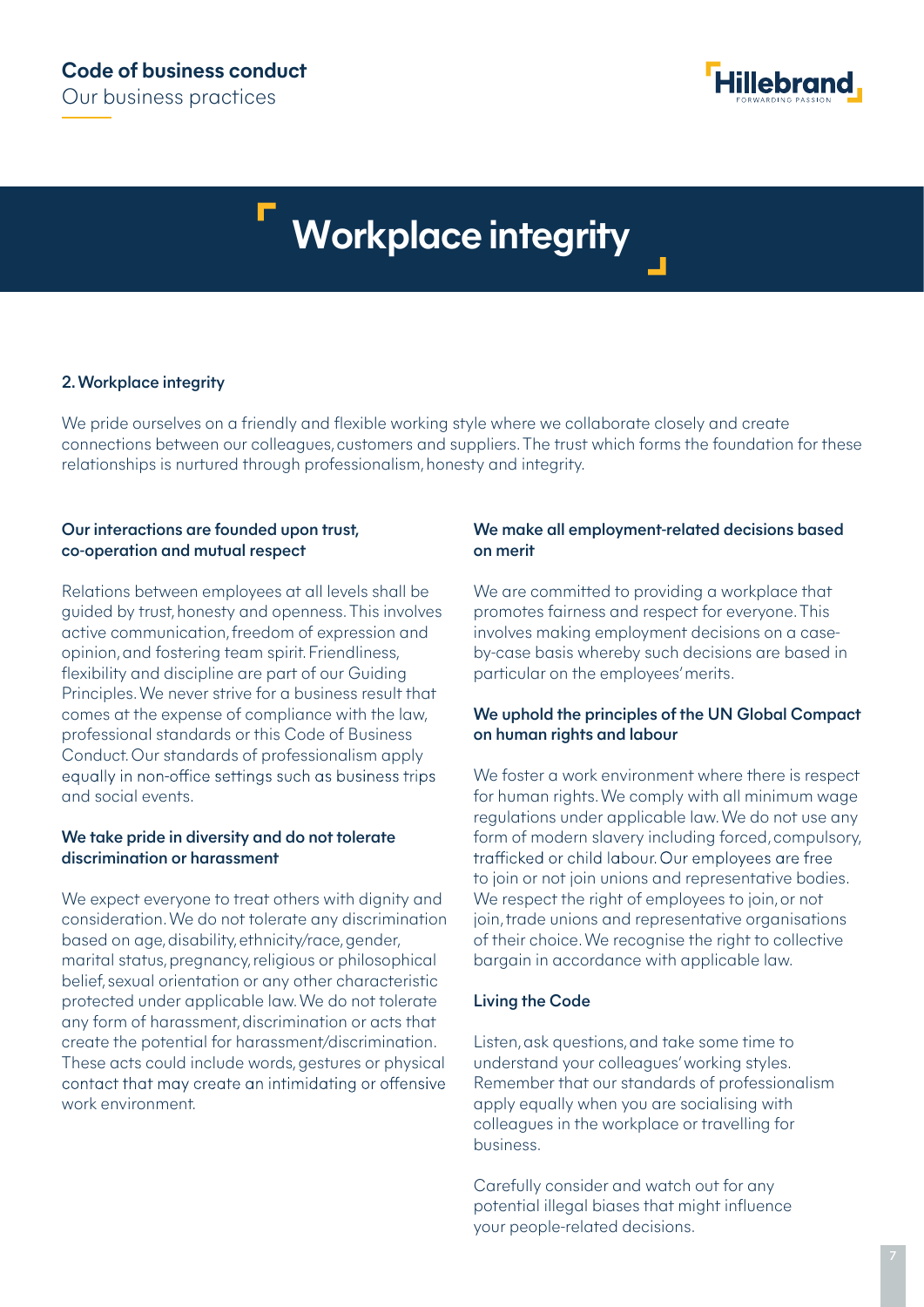# Workplace integrity

## 2. Workplace integrity

We pride ourselves on a friendly and flexible working style where we collaborate closely and create connections between our colleagues, customers and suppliers. The trust which forms the foundation for these relationships is nurtured through professionalism, honesty and integrity.

### Our interactions are founded upon trust, co-operation and mutual respect

Relations between employees at all levels shall be guided by trust, honesty and openness. This involves active communication, freedom of expression and opinion, and fostering team spirit. Friendliness, flexibility and discipline are part of our Guiding Principles. We never strive for a business result that comes at the expense of compliance with the law, professional standards or this Code of Business Conduct. Our standards of professionalism apply equally in non-office settings such as business trips and social events.

### We take pride in diversity and do not tolerate discrimination or harassment

We expect everyone to treat others with dignity and consideration. We do not tolerate any discrimination based on age, disability, ethnicity/race, gender, marital status, pregnancy, religious or philosophical belief, sexual orientation or any other characteristic protected under applicable law. We do not tolerate any form of harassment, discrimination or acts that create the potential for harassment/discrimination. These acts could include words, gestures or physical contact that may create an intimidating or offensive work environment.

### We make all employment-related decisions based on merit

We are committed to providing a workplace that promotes fairness and respect for everyone. This involves making employment decisions on a case-by-case basis whereby such decisions are based in particular on the employees' merits.

### We uphold the principles of the UN Global Compact on human rights and labour

We foster a work environment where there is respect for human rights. We comply with all minimum wage regulations under applicable law. We do not use any form of modern slavery including forced, compulsory, trafficked or child labour. Our employees are free to join or not join unions and representative bodies. We respect the right of employees to join, or not join, trade unions and representative organisations of their choice. We recognise the right to collective bargain in accordance with applicable law.

### Living the Code

Listen, ask questions, and take some time to understand your colleagues' working styles. Remember that our standards of professionalism apply equally when you are socialising with colleagues in the workplace or travelling for business.

Carefully consider and watch out for any potential illegal biases that might influence your people-related decisions.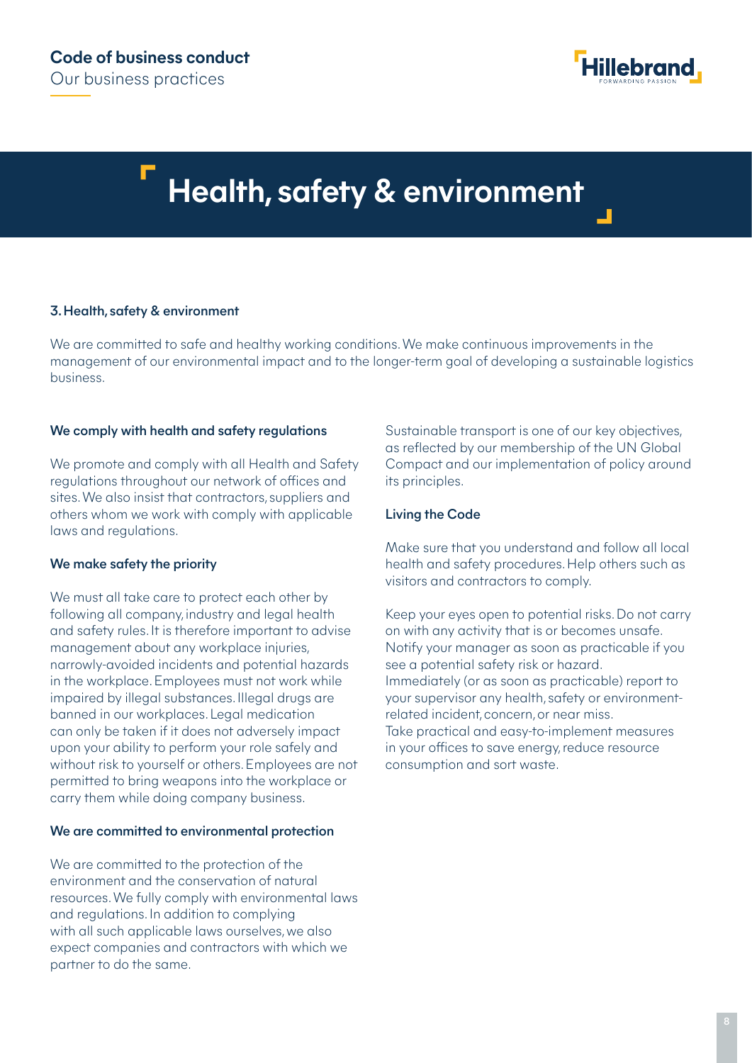# Health, safety & environment

### 3. Health, safety & environment

We are committed to safe and healthy working conditions. We make continuous improvements in the management of our environmental impact and to the longer-term goal of developing a sustainable logistics business.

#### We comply with health and safety regulations

We promote and comply with all Health and Safety regulations throughout our network of offices and sites. We also insist that contractors, suppliers and others whom we work with comply with applicable laws and regulations.

#### We make safety the priority

We must all take care to protect each other by following all company, industry and legal health and safety rules. It is therefore important to advise management about any workplace injuries, narrowly-avoided incidents and potential hazards in the workplace. Employees must not work while impaired by illegal substances. Illegal drugs are banned in our workplaces. Legal medication can only be taken if it does not adversely impact upon your ability to perform your role safely and without risk to yourself or others. Employees are not permitted to bring weapons into the workplace or carry them while doing company business.

#### We are committed to environmental protection

We are committed to the protection of the environment and the conservation of natural resources. We fully comply with environmental laws and regulations. In addition to complying with all such applicable laws ourselves, we also expect companies and contractors with which we partner to do the same.

Sustainable transport is one of our key objectives, as reflected by our membership of the UN Global Compact and our implementation of policy around its principles.

#### Living the Code

Make sure that you understand and follow all local health and safety procedures. Help others such as visitors and contractors to comply.

Keep your eyes open to potential risks. Do not carry on with any activity that is or becomes unsafe. Notify your manager as soon as practicable if you see a potential safety risk or hazard.
Immediately (or as soon as practicable) report to your supervisor any health, safety or environment-related incident, concern, or near miss.
Take practical and easy-to-implement measures in your offices to save energy, reduce resource consumption and sort waste.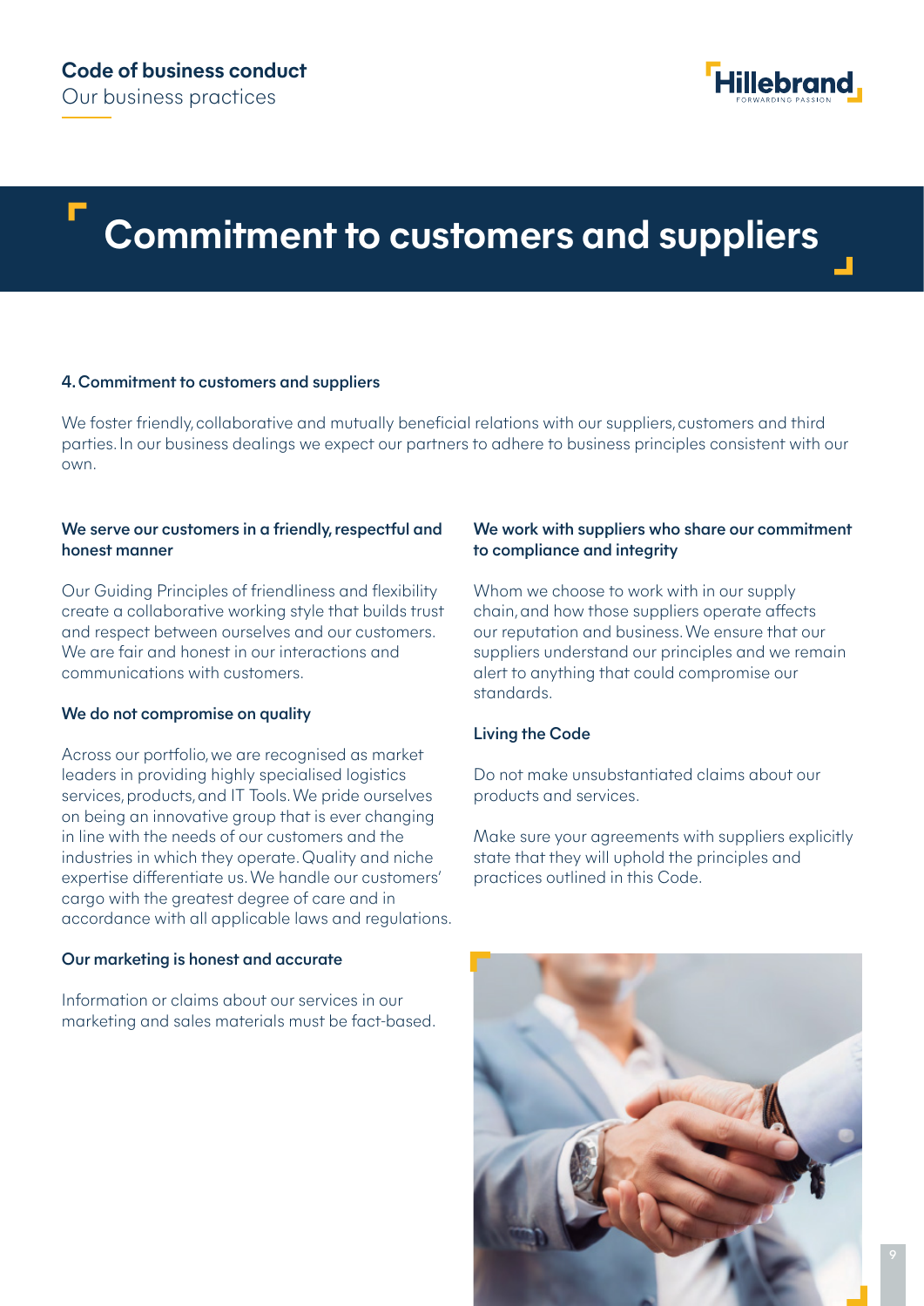# Commitment to customers and suppliers

### 4. Commitment to customers and suppliers

We foster friendly, collaborative and mutually beneficial relations with our suppliers, customers and third parties. In our business dealings we expect our partners to adhere to business principles consistent with our own.

**We serve our customers in a friendly, respectful and honest manner**

Our Guiding Principles of friendliness and flexibility create a collaborative working style that builds trust and respect between ourselves and our customers. We are fair and honest in our interactions and communications with customers.

**We do not compromise on quality**

Across our portfolio, we are recognised as market leaders in providing highly specialised logistics services, products, and IT Tools. We pride ourselves on being an innovative group that is ever changing in line with the needs of our customers and the industries in which they operate. Quality and niche expertise differentiate us. We handle our customers' cargo with the greatest degree of care and in accordance with all applicable laws and regulations.

**Our marketing is honest and accurate**

Information or claims about our services in our marketing and sales materials must be fact-based.

**We work with suppliers who share our commitment to compliance and integrity**

Whom we choose to work with in our supply chain, and how those suppliers operate affects our reputation and business. We ensure that our suppliers understand our principles and we remain alert to anything that could compromise our standards.

**Living the Code**

Do not make unsubstantiated claims about our products and services.

Make sure your agreements with suppliers explicitly state that they will uphold the principles and practices outlined in this Code.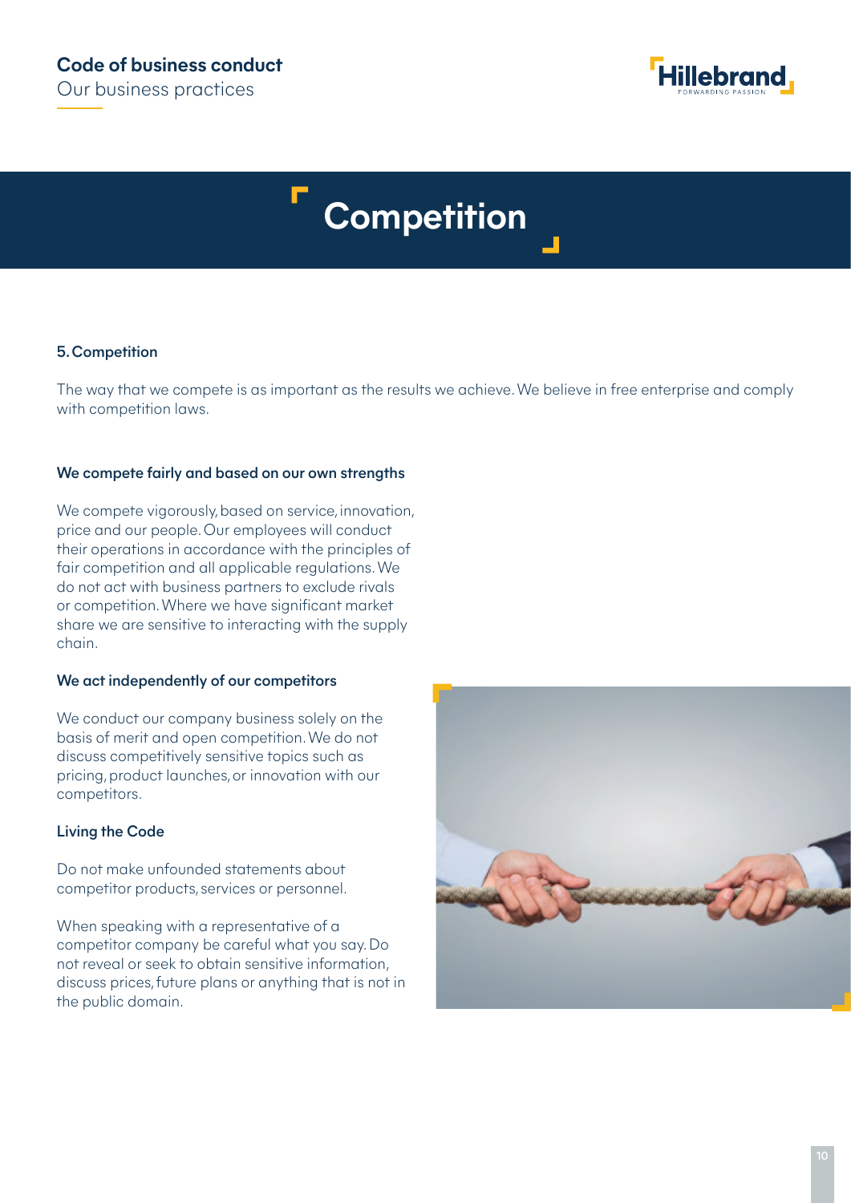# Competition

## 5. Competition

The way that we compete is as important as the results we achieve. We believe in free enterprise and comply with competition laws.

### We compete fairly and based on our own strengths

We compete vigorously, based on service, innovation, price and our people. Our employees will conduct their operations in accordance with the principles of fair competition and all applicable regulations. We do not act with business partners to exclude rivals or competition. Where we have significant market share we are sensitive to interacting with the supply chain.

### We act independently of our competitors

We conduct our company business solely on the basis of merit and open competition. We do not discuss competitively sensitive topics such as pricing, product launches, or innovation with our competitors.

### Living the Code

Do not make unfounded statements about competitor products, services or personnel.

When speaking with a representative of a competitor company be careful what you say. Do not reveal or seek to obtain sensitive information, discuss prices, future plans or anything that is not in the public domain.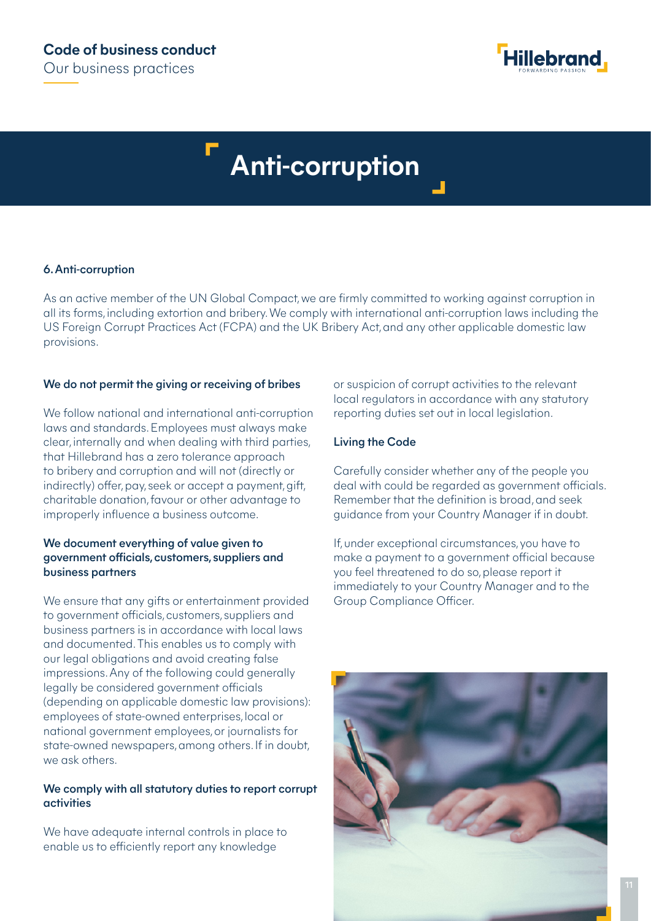# Anti-corruption

## 6. Anti-corruption

As an active member of the UN Global Compact, we are firmly committed to working against corruption in all its forms, including extortion and bribery. We comply with international anti-corruption laws including the US Foreign Corrupt Practices Act (FCPA) and the UK Bribery Act, and any other applicable domestic law provisions.

### We do not permit the giving or receiving of bribes

We follow national and international anti-corruption laws and standards. Employees must always make clear, internally and when dealing with third parties, that Hillebrand has a zero tolerance approach to bribery and corruption and will not (directly or indirectly) offer, pay, seek or accept a payment, gift, charitable donation, favour or other advantage to improperly influence a business outcome.

### We document everything of value given to government officials, customers, suppliers and business partners

We ensure that any gifts or entertainment provided to government officials, customers, suppliers and business partners is in accordance with local laws and documented. This enables us to comply with our legal obligations and avoid creating false impressions. Any of the following could generally legally be considered government officials (depending on applicable domestic law provisions): employees of state-owned enterprises, local or national government employees, or journalists for state-owned newspapers, among others. If in doubt, we ask others.

### We comply with all statutory duties to report corrupt activities

We have adequate internal controls in place to enable us to efficiently report any knowledge or suspicion of corrupt activities to the relevant local regulators in accordance with any statutory reporting duties set out in local legislation.

### Living the Code

Carefully consider whether any of the people you deal with could be regarded as government officials. Remember that the definition is broad, and seek guidance from your Country Manager if in doubt.

If, under exceptional circumstances, you have to make a payment to a government official because you feel threatened to do so, please report it immediately to your Country Manager and to the Group Compliance Officer.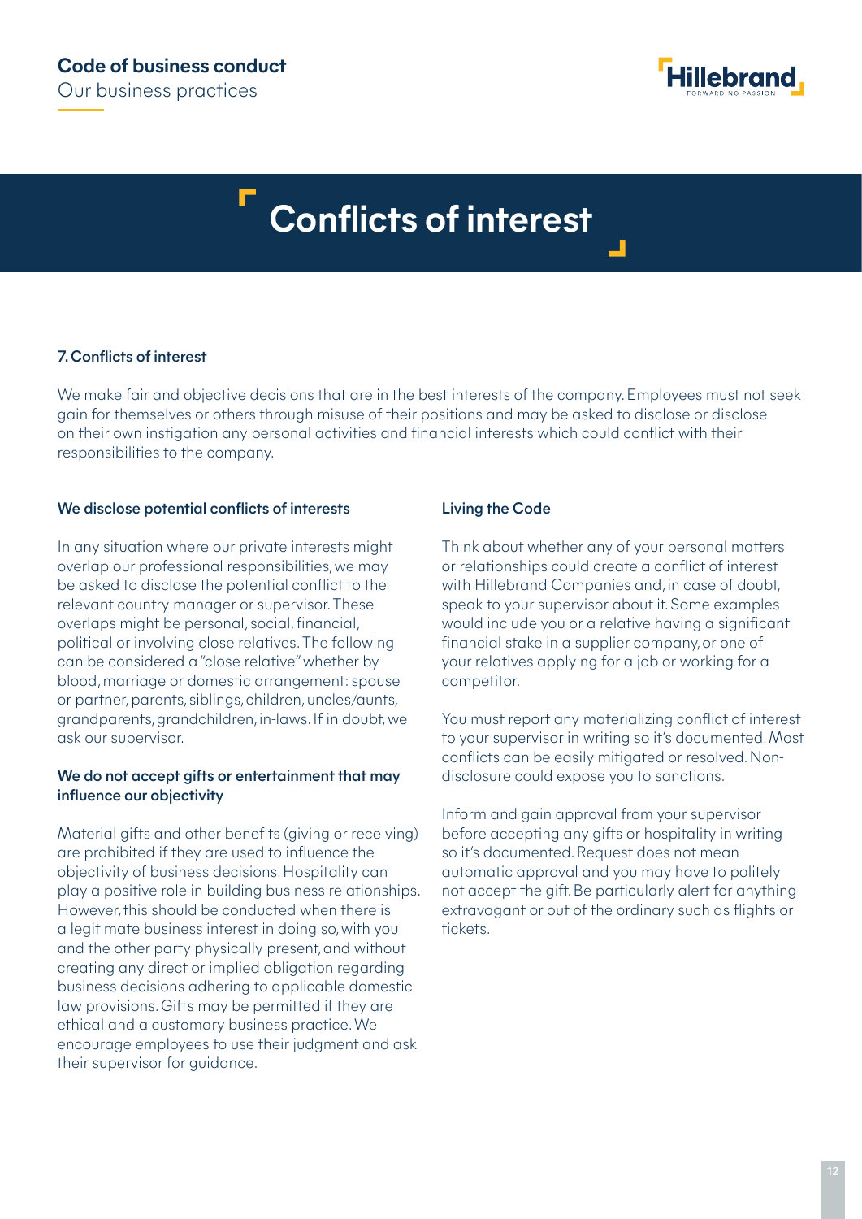# Conflicts of interest

## 7. Conflicts of interest

We make fair and objective decisions that are in the best interests of the company. Employees must not seek gain for themselves or others through misuse of their positions and may be asked to disclose or disclose on their own instigation any personal activities and financial interests which could conflict with their responsibilities to the company.

### We disclose potential conflicts of interests

In any situation where our private interests might overlap our professional responsibilities, we may be asked to disclose the potential conflict to the relevant country manager or supervisor. These overlaps might be personal, social, financial, political or involving close relatives. The following can be considered a "close relative" whether by blood, marriage or domestic arrangement: spouse or partner, parents, siblings, children, uncles/aunts, grandparents, grandchildren, in-laws. If in doubt, we ask our supervisor.

### We do not accept gifts or entertainment that may influence our objectivity

Material gifts and other benefits (giving or receiving) are prohibited if they are used to influence the objectivity of business decisions. Hospitality can play a positive role in building business relationships. However, this should be conducted when there is a legitimate business interest in doing so, with you and the other party physically present, and without creating any direct or implied obligation regarding business decisions adhering to applicable domestic law provisions. Gifts may be permitted if they are ethical and a customary business practice. We encourage employees to use their judgment and ask their supervisor for guidance.

### Living the Code

Think about whether any of your personal matters or relationships could create a conflict of interest with Hillebrand Companies and, in case of doubt, speak to your supervisor about it. Some examples would include you or a relative having a significant financial stake in a supplier company, or one of your relatives applying for a job or working for a competitor.

You must report any materializing conflict of interest to your supervisor in writing so it's documented. Most conflicts can be easily mitigated or resolved. Non-disclosure could expose you to sanctions.

Inform and gain approval from your supervisor before accepting any gifts or hospitality in writing so it's documented. Request does not mean automatic approval and you may have to politely not accept the gift. Be particularly alert for anything extravagant or out of the ordinary such as flights or tickets.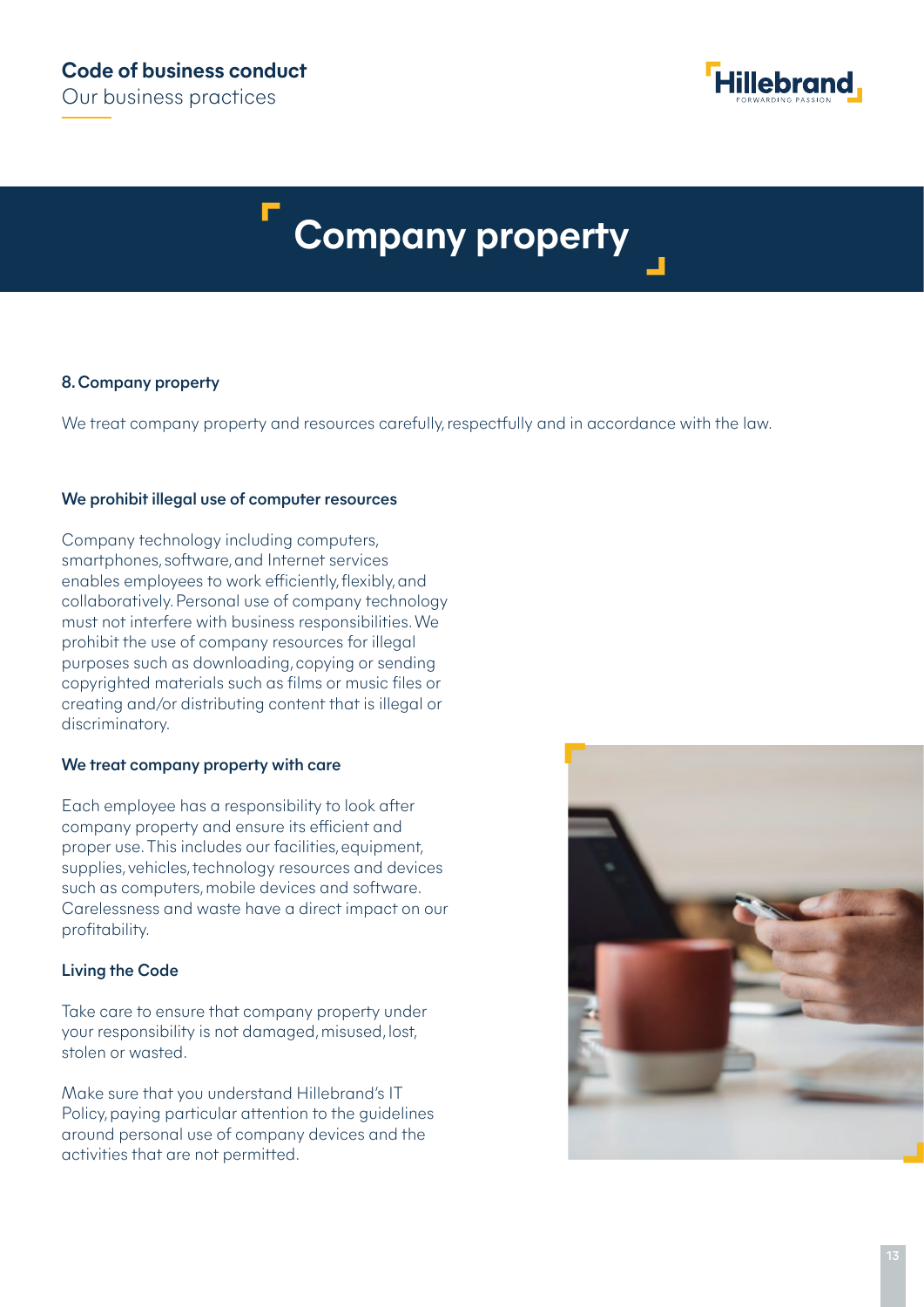# Company property

## 8. Company property

We treat company property and resources carefully, respectfully and in accordance with the law.

### We prohibit illegal use of computer resources

Company technology including computers, smartphones, software, and Internet services enables employees to work efficiently, flexibly, and collaboratively. Personal use of company technology must not interfere with business responsibilities. We prohibit the use of company resources for illegal purposes such as downloading, copying or sending copyrighted materials such as films or music files or creating and/or distributing content that is illegal or discriminatory.

### We treat company property with care

Each employee has a responsibility to look after company property and ensure its efficient and proper use. This includes our facilities, equipment, supplies, vehicles, technology resources and devices such as computers, mobile devices and software. Carelessness and waste have a direct impact on our profitability.

### Living the Code

Take care to ensure that company property under your responsibility is not damaged, misused, lost, stolen or wasted.

Make sure that you understand Hillebrand's IT Policy, paying particular attention to the guidelines around personal use of company devices and the activities that are not permitted.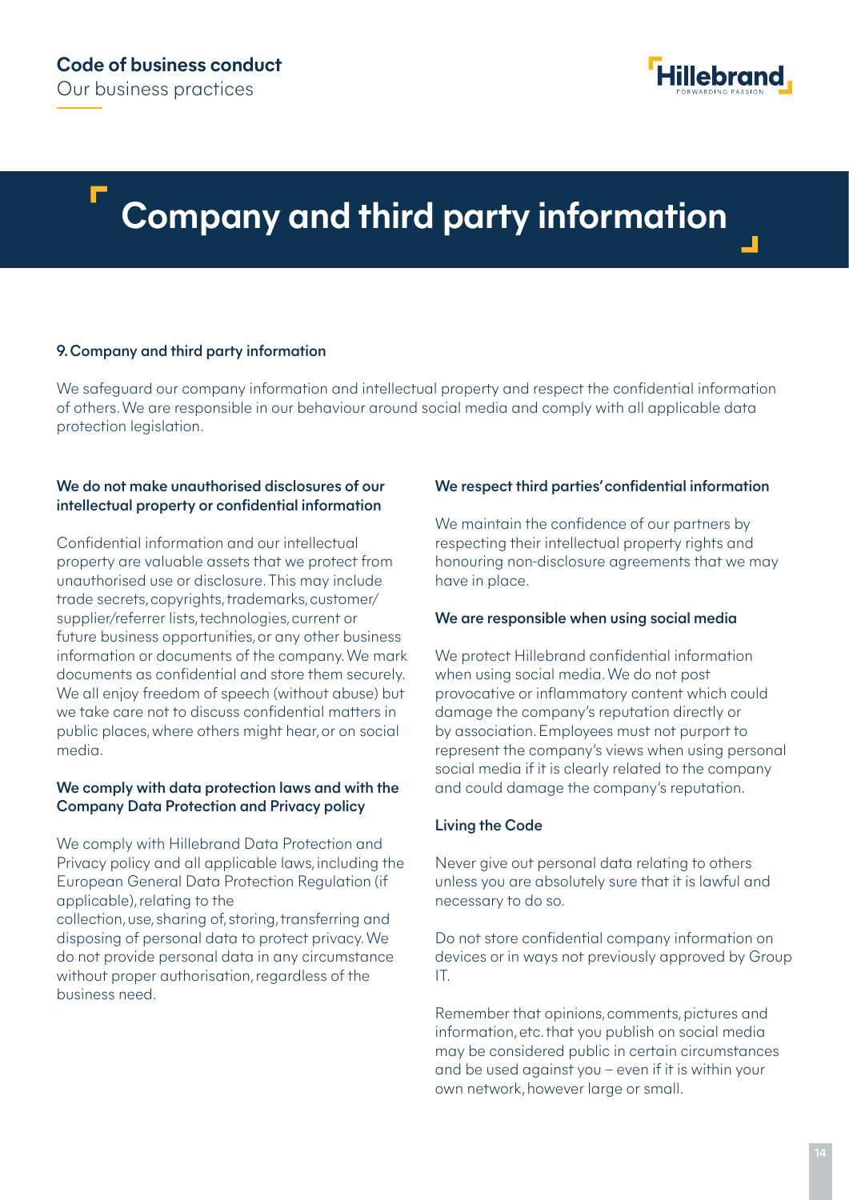# Company and third party information

### 9. Company and third party information

We safeguard our company information and intellectual property and respect the confidential information of others. We are responsible in our behaviour around social media and comply with all applicable data protection legislation.

### We do not make unauthorised disclosures of our intellectual property or confidential information

Confidential information and our intellectual property are valuable assets that we protect from unauthorised use or disclosure. This may include trade secrets, copyrights, trademarks, customer/supplier/referrer lists, technologies, current or future business opportunities, or any other business information or documents of the company. We mark documents as confidential and store them securely. We all enjoy freedom of speech (without abuse) but we take care not to discuss confidential matters in public places, where others might hear, or on social media.

### We comply with data protection laws and with the Company Data Protection and Privacy policy

We comply with Hillebrand Data Protection and Privacy policy and all applicable laws, including the European General Data Protection Regulation (if applicable), relating to the collection, use, sharing of, storing, transferring and disposing of personal data to protect privacy. We do not provide personal data in any circumstance without proper authorisation, regardless of the business need.

### We respect third parties' confidential information

We maintain the confidence of our partners by respecting their intellectual property rights and honouring non-disclosure agreements that we may have in place.

### We are responsible when using social media

We protect Hillebrand confidential information when using social media. We do not post provocative or inflammatory content which could damage the company's reputation directly or by association. Employees must not purport to represent the company's views when using personal social media if it is clearly related to the company and could damage the company's reputation.

### Living the Code

Never give out personal data relating to others unless you are absolutely sure that it is lawful and necessary to do so.

Do not store confidential company information on devices or in ways not previously approved by Group IT.

Remember that opinions, comments, pictures and information, etc. that you publish on social media may be considered public in certain circumstances and be used against you – even if it is within your own network, however large or small.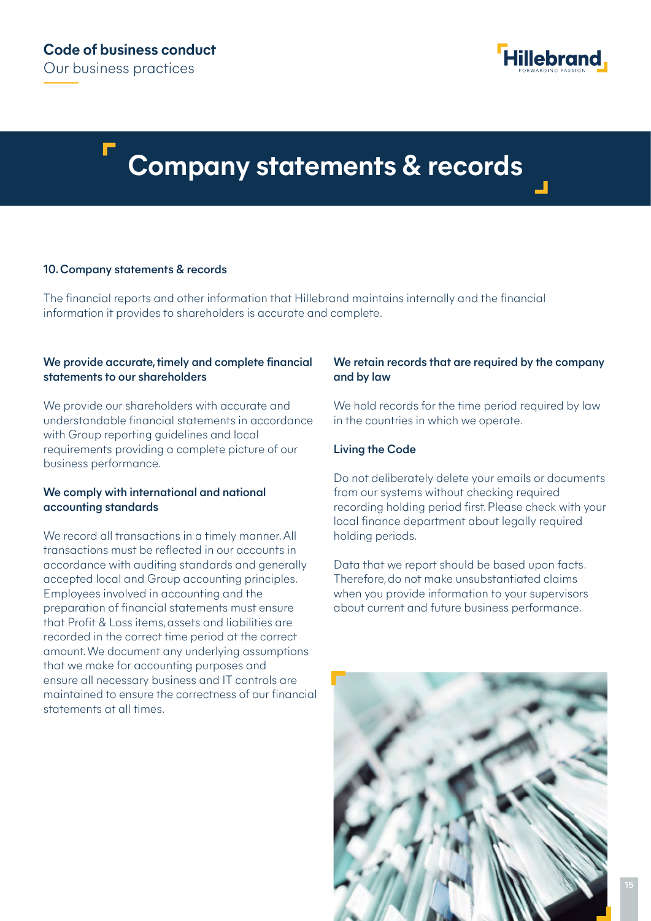# Company statements & records

## 10. Company statements & records

The financial reports and other information that Hillebrand maintains internally and the financial information it provides to shareholders is accurate and complete.

### We provide accurate, timely and complete financial statements to our shareholders

We provide our shareholders with accurate and understandable financial statements in accordance with Group reporting guidelines and local requirements providing a complete picture of our business performance.

### We comply with international and national accounting standards

We record all transactions in a timely manner. All transactions must be reflected in our accounts in accordance with auditing standards and generally accepted local and Group accounting principles. Employees involved in accounting and the preparation of financial statements must ensure that Profit & Loss items, assets and liabilities are recorded in the correct time period at the correct amount. We document any underlying assumptions that we make for accounting purposes and ensure all necessary business and IT controls are maintained to ensure the correctness of our financial statements at all times.

### We retain records that are required by the company and by law

We hold records for the time period required by law in the countries in which we operate.

### Living the Code

Do not deliberately delete your emails or documents from our systems without checking required recording holding period first. Please check with your local finance department about legally required holding periods.

Data that we report should be based upon facts. Therefore, do not make unsubstantiated claims when you provide information to your supervisors about current and future business performance.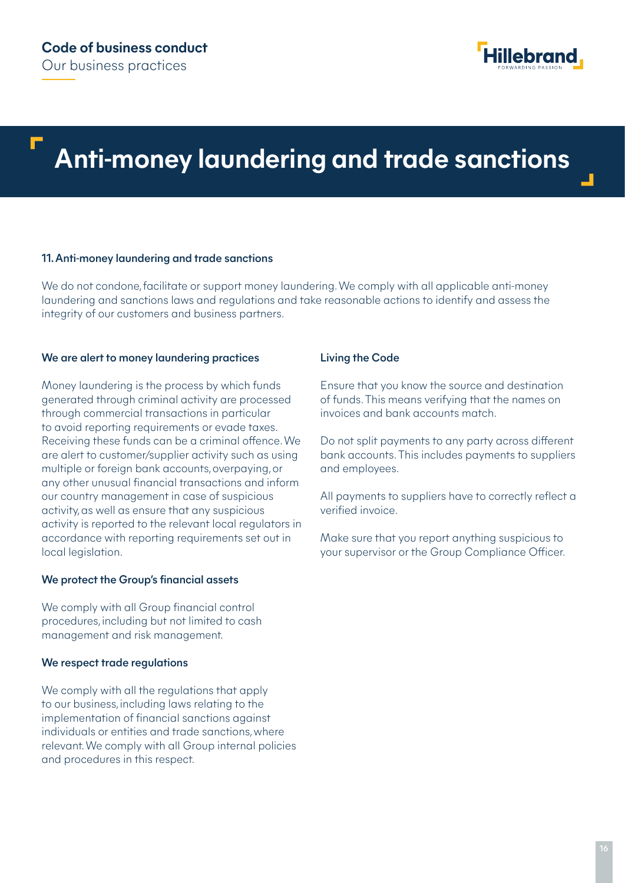# Anti-money laundering and trade sanctions

### 11. Anti-money laundering and trade sanctions

We do not condone, facilitate or support money laundering. We comply with all applicable anti-money laundering and sanctions laws and regulations and take reasonable actions to identify and assess the integrity of our customers and business partners.

#### We are alert to money laundering practices

Money laundering is the process by which funds generated through criminal activity are processed through commercial transactions in particular to avoid reporting requirements or evade taxes. Receiving these funds can be a criminal offence. We are alert to customer/supplier activity such as using multiple or foreign bank accounts, overpaying, or any other unusual financial transactions and inform our country management in case of suspicious activity, as well as ensure that any suspicious activity is reported to the relevant local regulators in accordance with reporting requirements set out in local legislation.

#### We protect the Group's financial assets

We comply with all Group financial control procedures, including but not limited to cash management and risk management.

#### We respect trade regulations

We comply with all the regulations that apply to our business, including laws relating to the implementation of financial sanctions against individuals or entities and trade sanctions, where relevant. We comply with all Group internal policies and procedures in this respect.

#### Living the Code

Ensure that you know the source and destination of funds. This means verifying that the names on invoices and bank accounts match.

Do not split payments to any party across different bank accounts. This includes payments to suppliers and employees.

All payments to suppliers have to correctly reflect a verified invoice.

Make sure that you report anything suspicious to your supervisor or the Group Compliance Officer.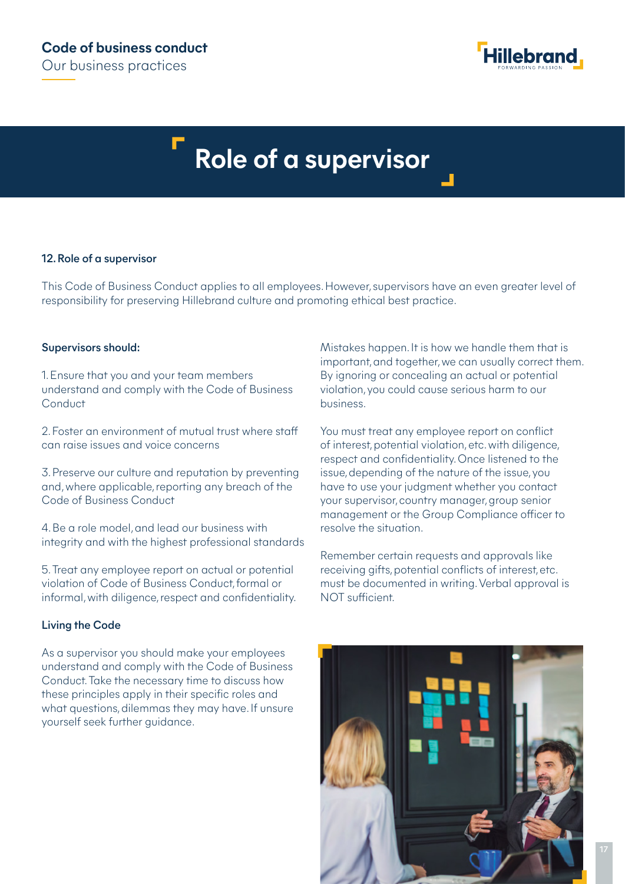# Role of a supervisor

### 12. Role of a supervisor

This Code of Business Conduct applies to all employees. However, supervisors have an even greater level of responsibility for preserving Hillebrand culture and promoting ethical best practice.

**Supervisors should:**

1. Ensure that you and your team members understand and comply with the Code of Business Conduct

2. Foster an environment of mutual trust where staff can raise issues and voice concerns

3. Preserve our culture and reputation by preventing and, where applicable, reporting any breach of the Code of Business Conduct

4. Be a role model, and lead our business with integrity and with the highest professional standards

5. Treat any employee report on actual or potential violation of Code of Business Conduct, formal or informal, with diligence, respect and confidentiality.

**Living the Code**

As a supervisor you should make your employees understand and comply with the Code of Business Conduct. Take the necessary time to discuss how these principles apply in their specific roles and what questions, dilemmas they may have. If unsure yourself seek further guidance.

Mistakes happen. It is how we handle them that is important, and together, we can usually correct them. By ignoring or concealing an actual or potential violation, you could cause serious harm to our business.

You must treat any employee report on conflict of interest, potential violation, etc. with diligence, respect and confidentiality. Once listened to the issue, depending of the nature of the issue, you have to use your judgment whether you contact your supervisor, country manager, group senior management or the Group Compliance officer to resolve the situation.

Remember certain requests and approvals like receiving gifts, potential conflicts of interest, etc. must be documented in writing. Verbal approval is NOT sufficient.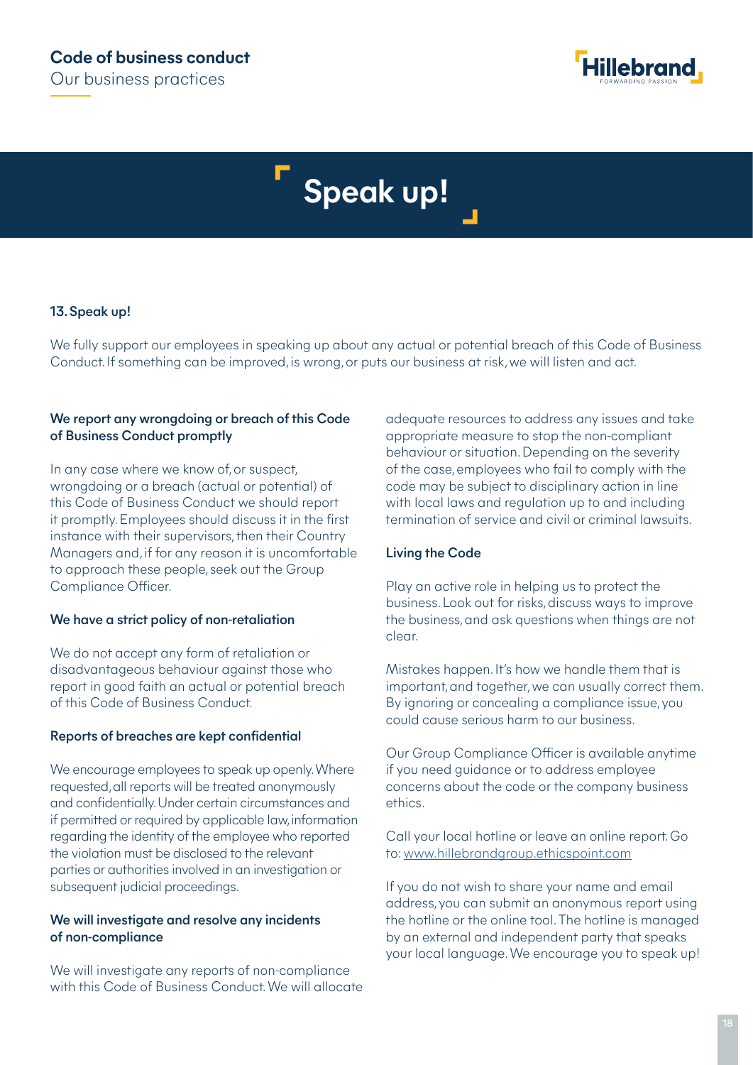# Speak up!

## 13. Speak up!

We fully support our employees in speaking up about any actual or potential breach of this Code of Business Conduct. If something can be improved, is wrong, or puts our business at risk, we will listen and act.

### We report any wrongdoing or breach of this Code of Business Conduct promptly

In any case where we know of, or suspect, wrongdoing or a breach (actual or potential) of this Code of Business Conduct we should report it promptly. Employees should discuss it in the first instance with their supervisors, then their Country Managers and, if for any reason it is uncomfortable to approach these people, seek out the Group Compliance Officer.

### We have a strict policy of non-retaliation

We do not accept any form of retaliation or disadvantageous behaviour against those who report in good faith an actual or potential breach of this Code of Business Conduct.

### Reports of breaches are kept confidential

We encourage employees to speak up openly. Where requested, all reports will be treated anonymously and confidentially. Under certain circumstances and if permitted or required by applicable law, information regarding the identity of the employee who reported the violation must be disclosed to the relevant parties or authorities involved in an investigation or subsequent judicial proceedings.

### We will investigate and resolve any incidents of non-compliance

We will investigate any reports of non-compliance with this Code of Business Conduct. We will allocate adequate resources to address any issues and take appropriate measure to stop the non-compliant behaviour or situation. Depending on the severity of the case, employees who fail to comply with the code may be subject to disciplinary action in line with local laws and regulation up to and including termination of service and civil or criminal lawsuits.

### Living the Code

Play an active role in helping us to protect the business. Look out for risks, discuss ways to improve the business, and ask questions when things are not clear.

Mistakes happen. It's how we handle them that is important, and together, we can usually correct them. By ignoring or concealing a compliance issue, you could cause serious harm to our business.

Our Group Compliance Officer is available anytime if you need guidance or to address employee concerns about the code or the company business ethics.

Call your local hotline or leave an online report. Go to: www.hillebrandgroup.ethicspoint.com

If you do not wish to share your name and email address, you can submit an anonymous report using the hotline or the online tool. The hotline is managed by an external and independent party that speaks your local language. We encourage you to speak up!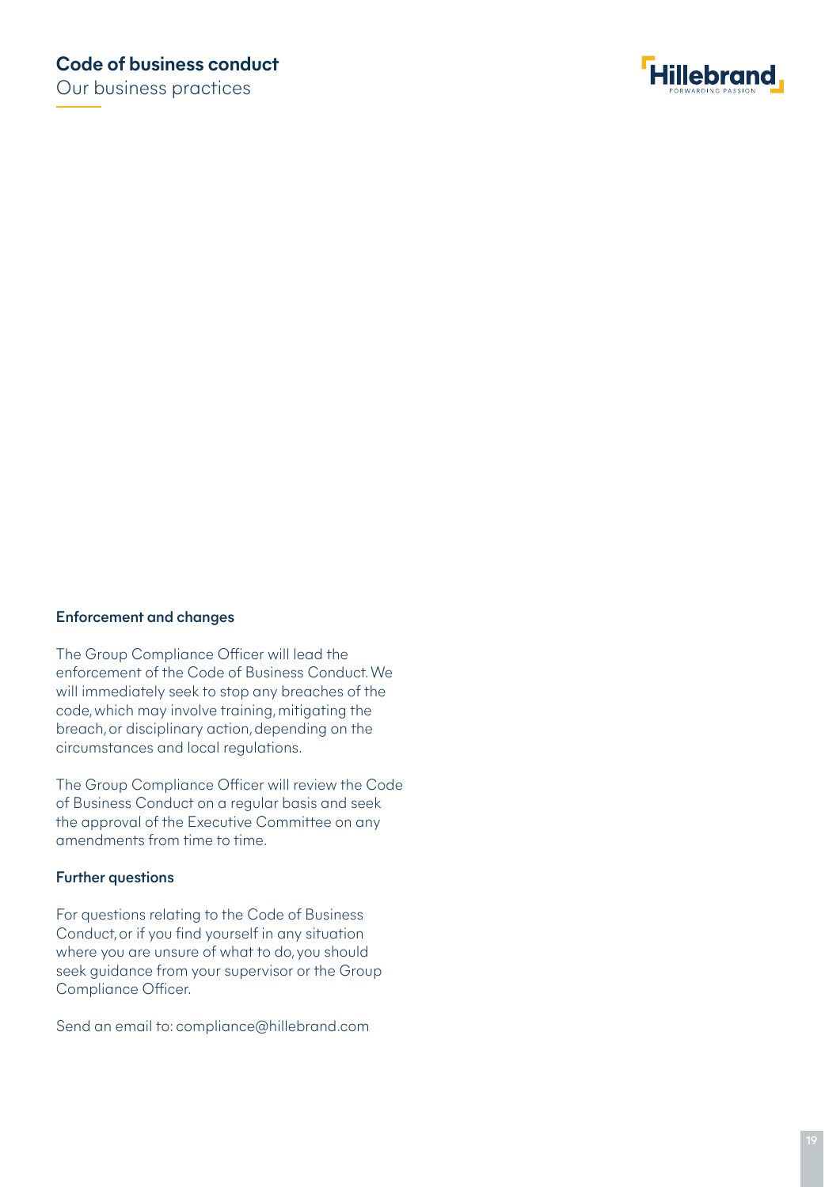### Enforcement and changes

The Group Compliance Officer will lead the enforcement of the Code of Business Conduct. We will immediately seek to stop any breaches of the code, which may involve training, mitigating the breach, or disciplinary action, depending on the circumstances and local regulations.

The Group Compliance Officer will review the Code of Business Conduct on a regular basis and seek the approval of the Executive Committee on any amendments from time to time.

### Further questions

For questions relating to the Code of Business Conduct, or if you find yourself in any situation where you are unsure of what to do, you should seek guidance from your supervisor or the Group Compliance Officer.

Send an email to: compliance@hillebrand.com